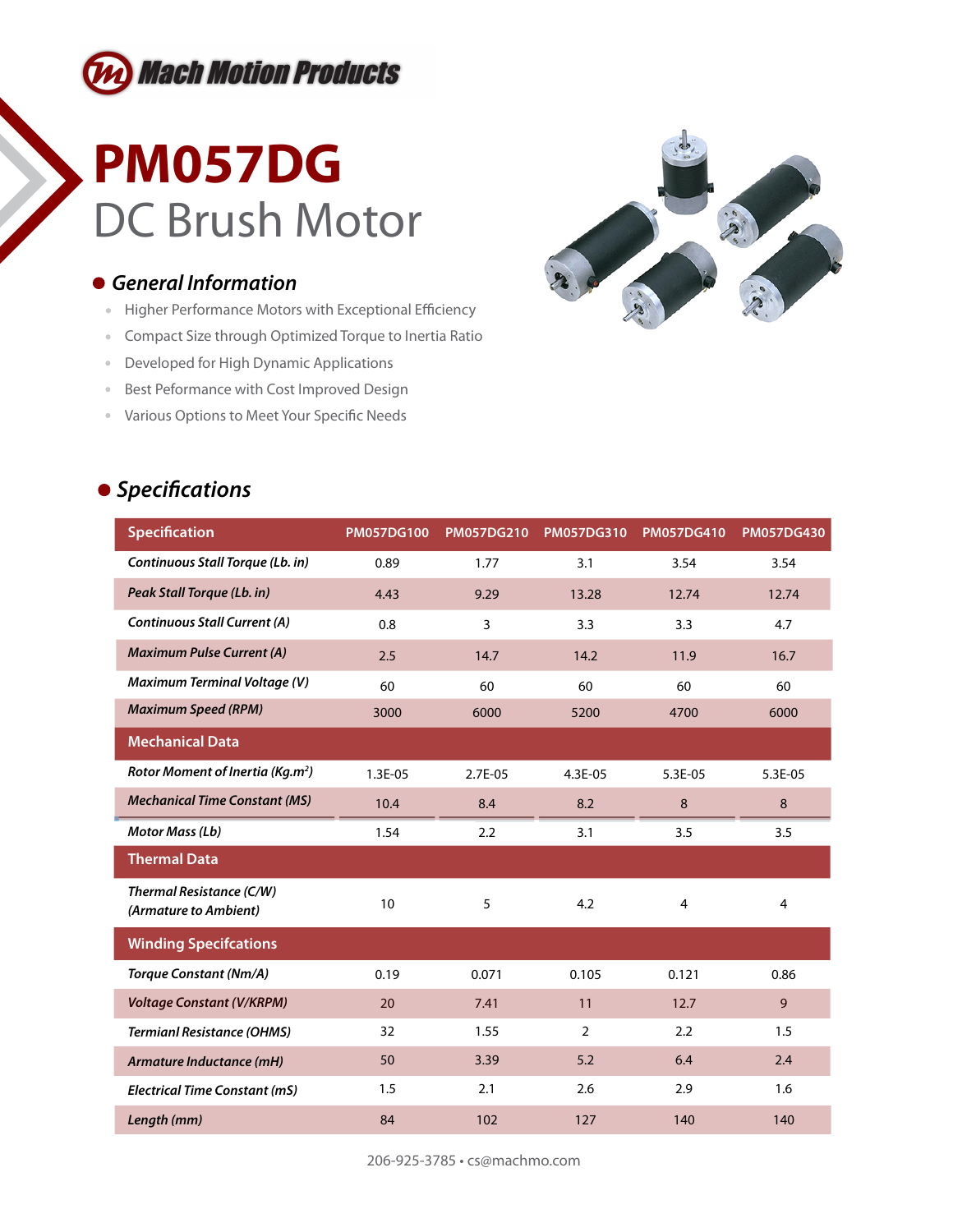Mach Motion Products

# PM057DG

## DC Brush Motor

### General Information

- Higher Performance Motors with Exceptional Efficiency
- Compact Size through Optimized Torque to Inertia Ratio
- Developed for High Dynamic Applications
- Best Peformance with Cost Improved Design
- Various Options to Meet Your Specific Needs

### Specifications

| Specification | PM057DG100 | PM057DG210 | PM057DG310 | PM057DG410 | PM057DG430 |
|---|---|---|---|---|---|
| *Continuous Stall Torque (Lb. in)* | 0.89 | 1.77 | 3.1 | 3.54 | 3.54 |
| *Peak Stall Torque (Lb. in)* | 4.43 | 9.29 | 13.28 | 12.74 | 12.74 |
| *Continuous Stall Current (A)* | 0.8 | 3 | 3.3 | 3.3 | 4.7 |
| *Maximum Pulse Current (A)* | 2.5 | 14.7 | 14.2 | 11.9 | 16.7 |
| *Maximum Terminal Voltage (V)* | 60 | 60 | 60 | 60 | 60 |
| *Maximum Speed (RPM)* | 3000 | 6000 | 5200 | 4700 | 6000 |
| **Mechanical Data** | | | | | |
| *Rotor Moment of Inertia (Kg.m²)* | 1.3E-05 | 2.7E-05 | 4.3E-05 | 5.3E-05 | 5.3E-05 |
| *Mechanical Time Constant (MS)* | 10.4 | 8.4 | 8.2 | 8 | 8 |
| *Motor Mass (Lb)* | 1.54 | 2.2 | 3.1 | 3.5 | 3.5 |
| **Thermal Data** | | | | | |
| *Thermal Resistance (C/W) (Armature to Ambient)* | 10 | 5 | 4.2 | 4 | 4 |
| **Winding Specifcations** | | | | | |
| *Torque Constant (Nm/A)* | 0.19 | 0.071 | 0.105 | 0.121 | 0.86 |
| *Voltage Constant (V/KRPM)* | 20 | 7.41 | 11 | 12.7 | 9 |
| *Termianl Resistance (OHMS)* | 32 | 1.55 | 2 | 2.2 | 1.5 |
| *Armature Inductance (mH)* | 50 | 3.39 | 5.2 | 6.4 | 2.4 |
| *Electrical Time Constant (mS)* | 1.5 | 2.1 | 2.6 | 2.9 | 1.6 |
| *Length (mm)* | 84 | 102 | 127 | 140 | 140 |

206-925-3785 • cs@machmo.com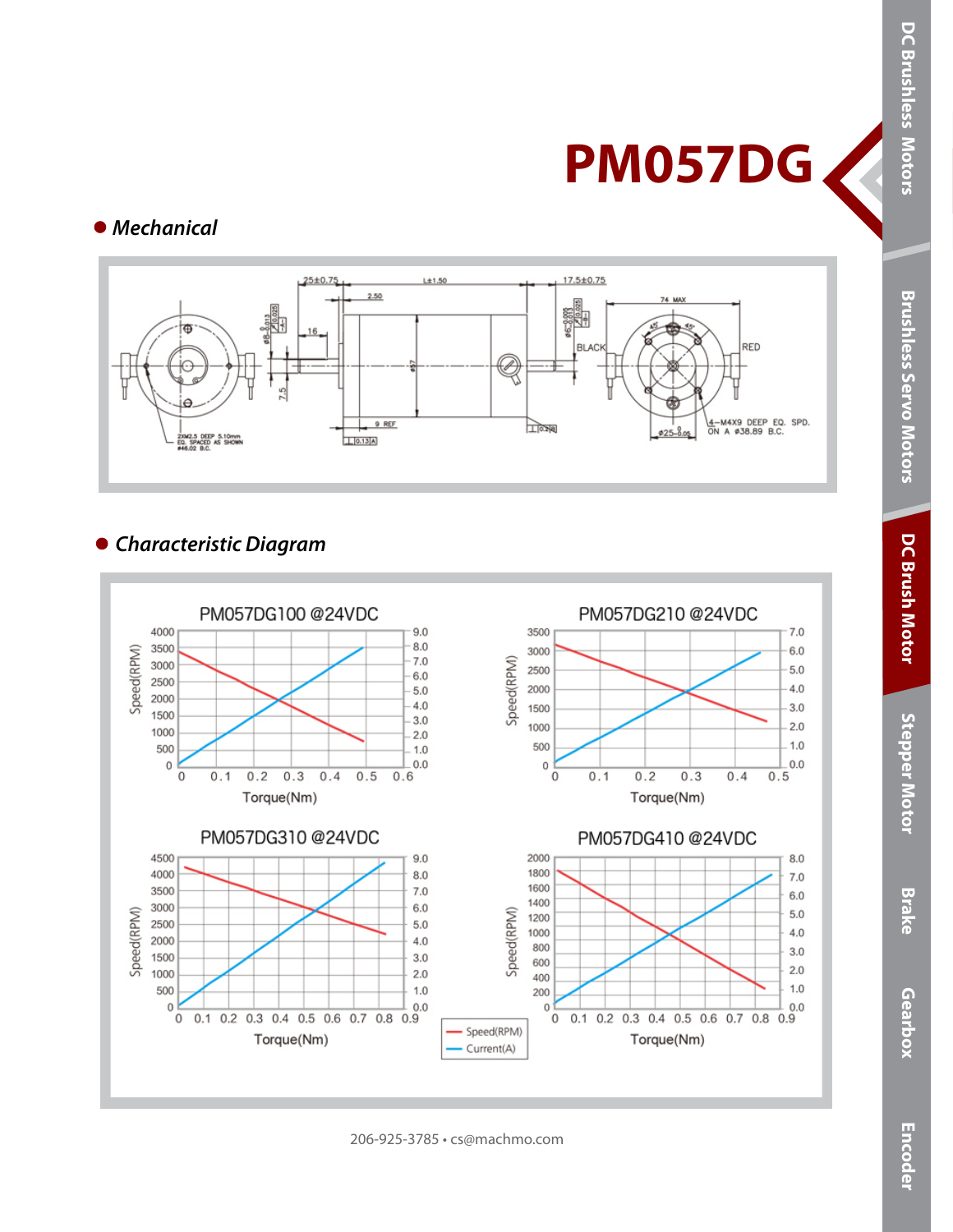# PM057DG

## Mechanical

25±0.75
2.50
L±1.50
17.5±0.75
16
7.5
9 REF
0.13 A
0.2 A
ø57
74 MAX
BLACK
RED
45°
45°
2XM2.5 DEEP 5.10mm EQ. SPACED AS SHOWN ø46.02 B.C.
4-M4X9 DEEP EQ. SPD. ON A ø38.89 B.C.
ø25

## Characteristic Diagram

PM057DG100 @24VDC

Speed(RPM)
4000
3500
3000
2500
2000
1500
1000
500
0
9.0
8.0
7.0
6.0
5.0
4.0
3.0
2.0
1.0
0.0
0 0.1 0.2 0.3 0.4 0.5 0.6
Torque(Nm)

PM057DG210 @24VDC

Speed(RPM)
3500
3000
2500
2000
1500
1000
500
0
7.0
6.0
5.0
4.0
3.0
2.0
1.0
0.0
0 0.1 0.2 0.3 0.4 0.5
Torque(Nm)

PM057DG310 @24VDC

Speed(RPM)
4500
4000
3500
3000
2500
2000
1500
1000
500
0
9.0
8.0
7.0
6.0
5.0
4.0
3.0
2.0
1.0
0.0
0 0.1 0.2 0.3 0.4 0.5 0.6 0.7 0.8 0.9
Torque(Nm)

PM057DG410 @24VDC

Speed(RPM)
2000
1800
1600
1400
1200
1000
800
600
400
200
0
8.0
7.0
6.0
5.0
4.0
3.0
2.0
1.0
0.0
0 0.1 0.2 0.3 0.4 0.5 0.6 0.7 0.8 0.9
Torque(Nm)

Speed(RPM)
Current(A)

206-925-3785 • cs@machmo.com